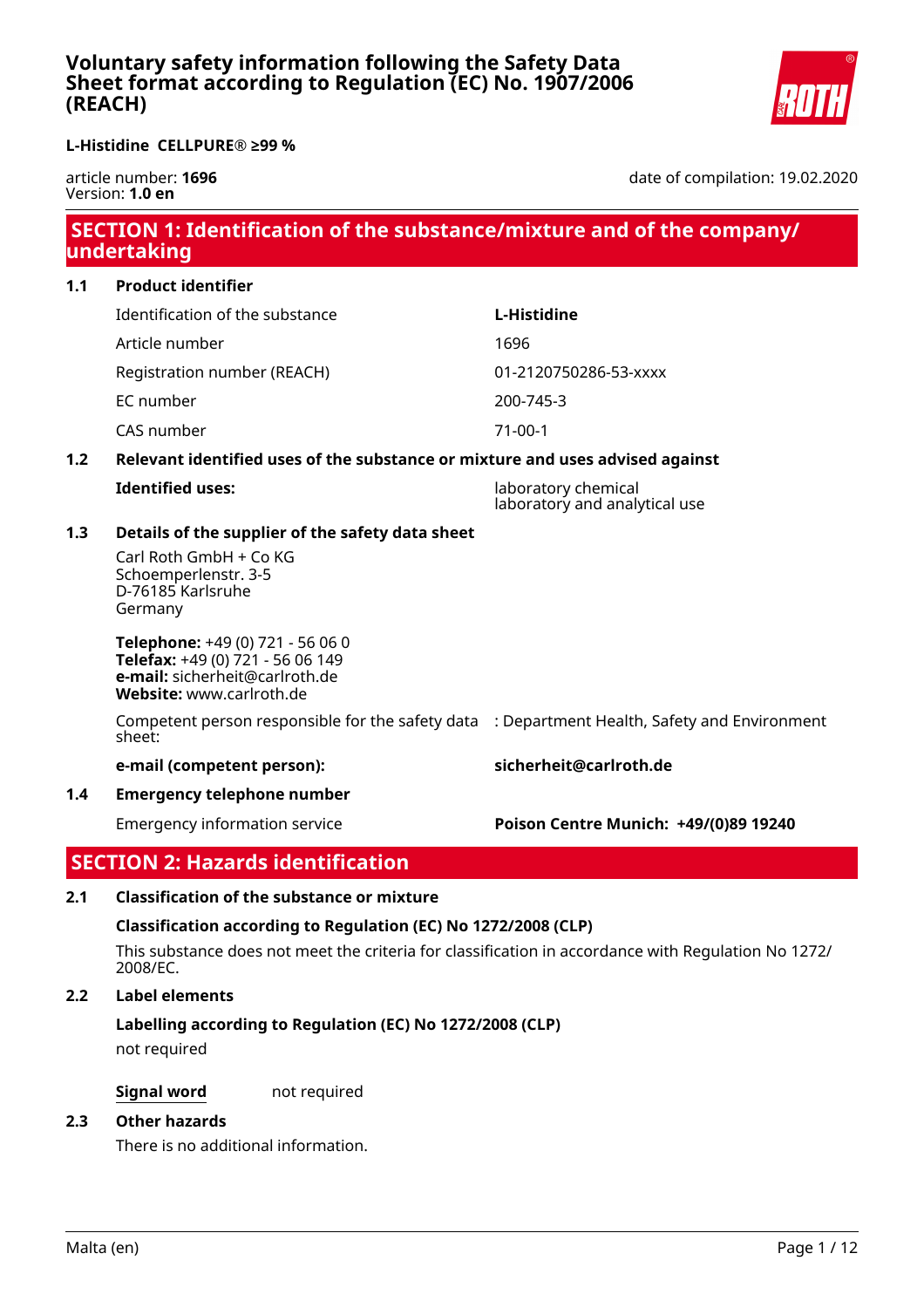# Voluntary safety information following the Safety Data Sheet format according to Regulation (EC) No. 1907/2006 (REACH)

**L-Histidine CELLPURE® ≥99 %**

article number: **1696**
Version: **1.0 en**

date of compilation: 19.02.2020

## SECTION 1: Identification of the substance/mixture and of the company/ undertaking

### 1.1 Product identifier

| | |
|---|---|
| Identification of the substance | **L-Histidine** |
| Article number | 1696 |
| Registration number (REACH) | 01-2120750286-53-xxxx |
| EC number | 200-745-3 |
| CAS number | 71-00-1 |

### 1.2 Relevant identified uses of the substance or mixture and uses advised against

**Identified uses:** laboratory chemical
laboratory and analytical use

### 1.3 Details of the supplier of the safety data sheet

Carl Roth GmbH + Co KG
Schoemperlenstr. 3-5
D-76185 Karlsruhe
Germany

**Telephone:** +49 (0) 721 - 56 06 0
**Telefax:** +49 (0) 721 - 56 06 149
**e-mail:** sicherheit@carlroth.de
**Website:** www.carlroth.de

Competent person responsible for the safety data sheet: : Department Health, Safety and Environment

**e-mail (competent person):** **sicherheit@carlroth.de**

### 1.4 Emergency telephone number

Emergency information service **Poison Centre Munich: +49/(0)89 19240**

## SECTION 2: Hazards identification

### 2.1 Classification of the substance or mixture

**Classification according to Regulation (EC) No 1272/2008 (CLP)**

This substance does not meet the criteria for classification in accordance with Regulation No 1272/ 2008/EC.

### 2.2 Label elements

**Labelling according to Regulation (EC) No 1272/2008 (CLP)**

not required

**Signal word** not required

### 2.3 Other hazards

There is no additional information.

Malta (en)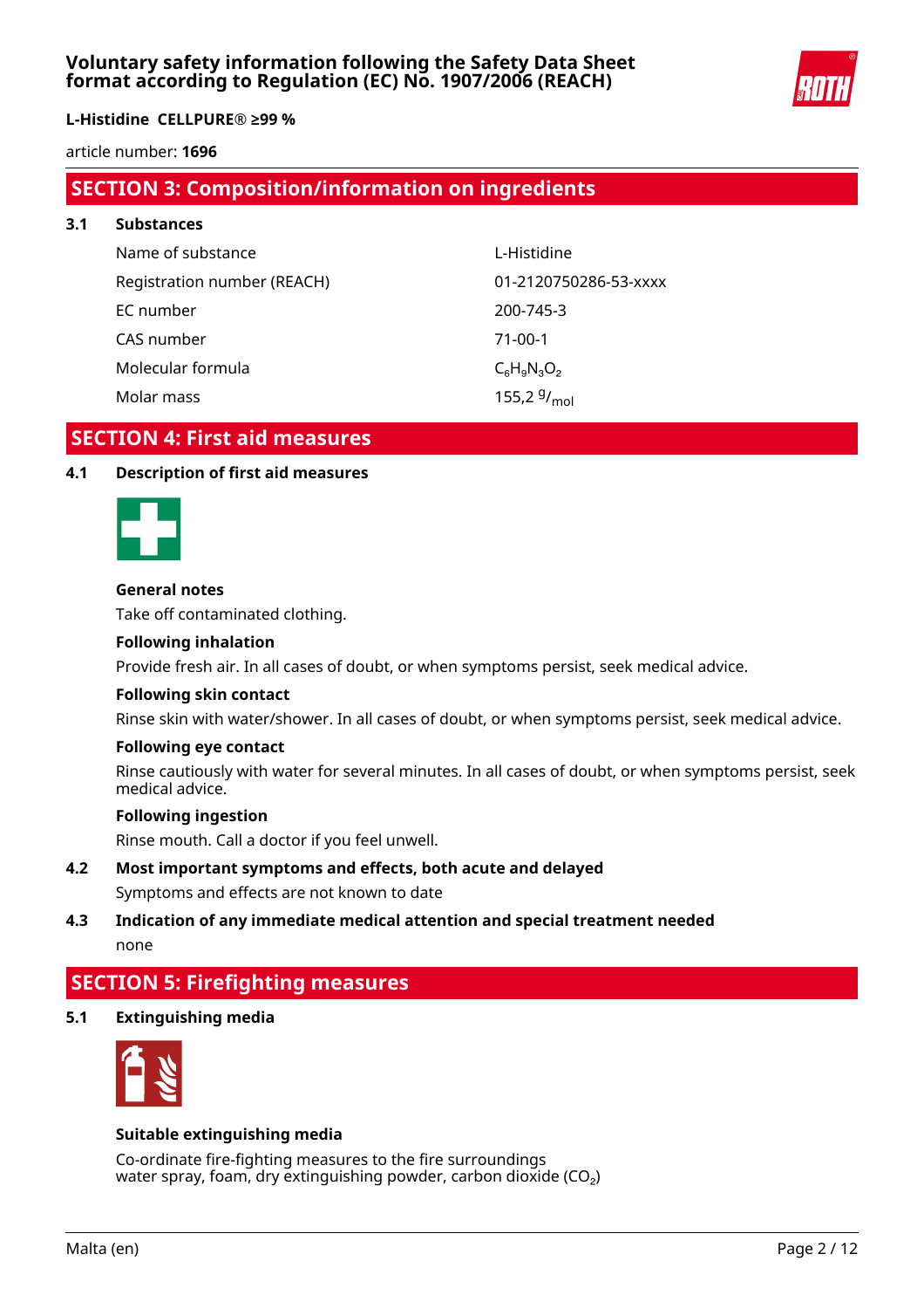## SECTION 3: Composition/information on ingredients

### 3.1 Substances

| | |
|---|---|
| Name of substance | L-Histidine |
| Registration number (REACH) | 01-2120750286-53-xxxx |
| EC number | 200-745-3 |
| CAS number | 71-00-1 |
| Molecular formula | $C_6H_9N_3O_2$ |
| Molar mass | 155,2 $^{g}/_{mol}$ |

## SECTION 4: First aid measures

### 4.1 Description of first aid measures

**General notes**

Take off contaminated clothing.

**Following inhalation**

Provide fresh air. In all cases of doubt, or when symptoms persist, seek medical advice.

**Following skin contact**

Rinse skin with water/shower. In all cases of doubt, or when symptoms persist, seek medical advice.

**Following eye contact**

Rinse cautiously with water for several minutes. In all cases of doubt, or when symptoms persist, seek medical advice.

**Following ingestion**

Rinse mouth. Call a doctor if you feel unwell.

### 4.2 Most important symptoms and effects, both acute and delayed

Symptoms and effects are not known to date

### 4.3 Indication of any immediate medical attention and special treatment needed

none

## SECTION 5: Firefighting measures

### 5.1 Extinguishing media

**Suitable extinguishing media**

Co-ordinate fire-fighting measures to the fire surroundings
water spray, foam, dry extinguishing powder, carbon dioxide ($CO_2$)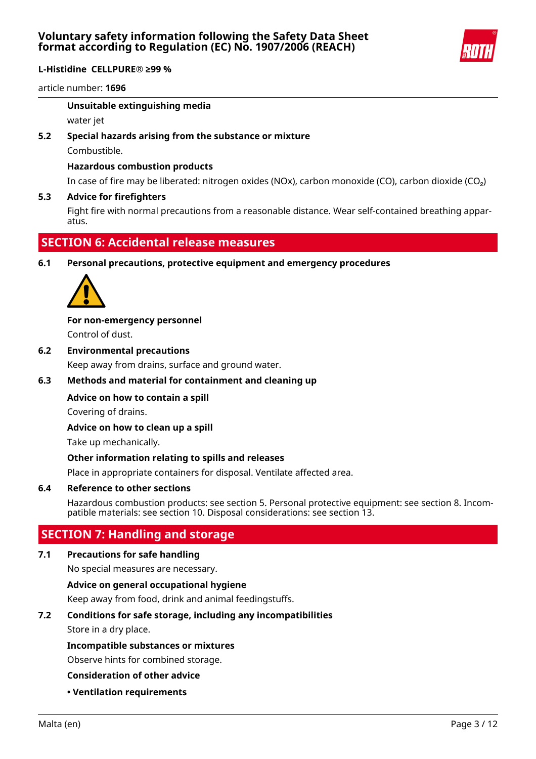**Unsuitable extinguishing media**

water jet

**5.2 Special hazards arising from the substance or mixture**

Combustible.

**Hazardous combustion products**

In case of fire may be liberated: nitrogen oxides (NOx), carbon monoxide (CO), carbon dioxide ($CO_2$)

**5.3 Advice for firefighters**

Fight fire with normal precautions from a reasonable distance. Wear self-contained breathing apparatus.

## SECTION 6: Accidental release measures

**6.1 Personal precautions, protective equipment and emergency procedures**

**For non-emergency personnel**

Control of dust.

**6.2 Environmental precautions**

Keep away from drains, surface and ground water.

**6.3 Methods and material for containment and cleaning up**

**Advice on how to contain a spill**

Covering of drains.

**Advice on how to clean up a spill**

Take up mechanically.

**Other information relating to spills and releases**

Place in appropriate containers for disposal. Ventilate affected area.

**6.4 Reference to other sections**

Hazardous combustion products: see section 5. Personal protective equipment: see section 8. Incompatible materials: see section 10. Disposal considerations: see section 13.

## SECTION 7: Handling and storage

**7.1 Precautions for safe handling**

No special measures are necessary.

**Advice on general occupational hygiene**

Keep away from food, drink and animal feedingstuffs.

**7.2 Conditions for safe storage, including any incompatibilities**

Store in a dry place.

**Incompatible substances or mixtures**

Observe hints for combined storage.

**Consideration of other advice**

**• Ventilation requirements**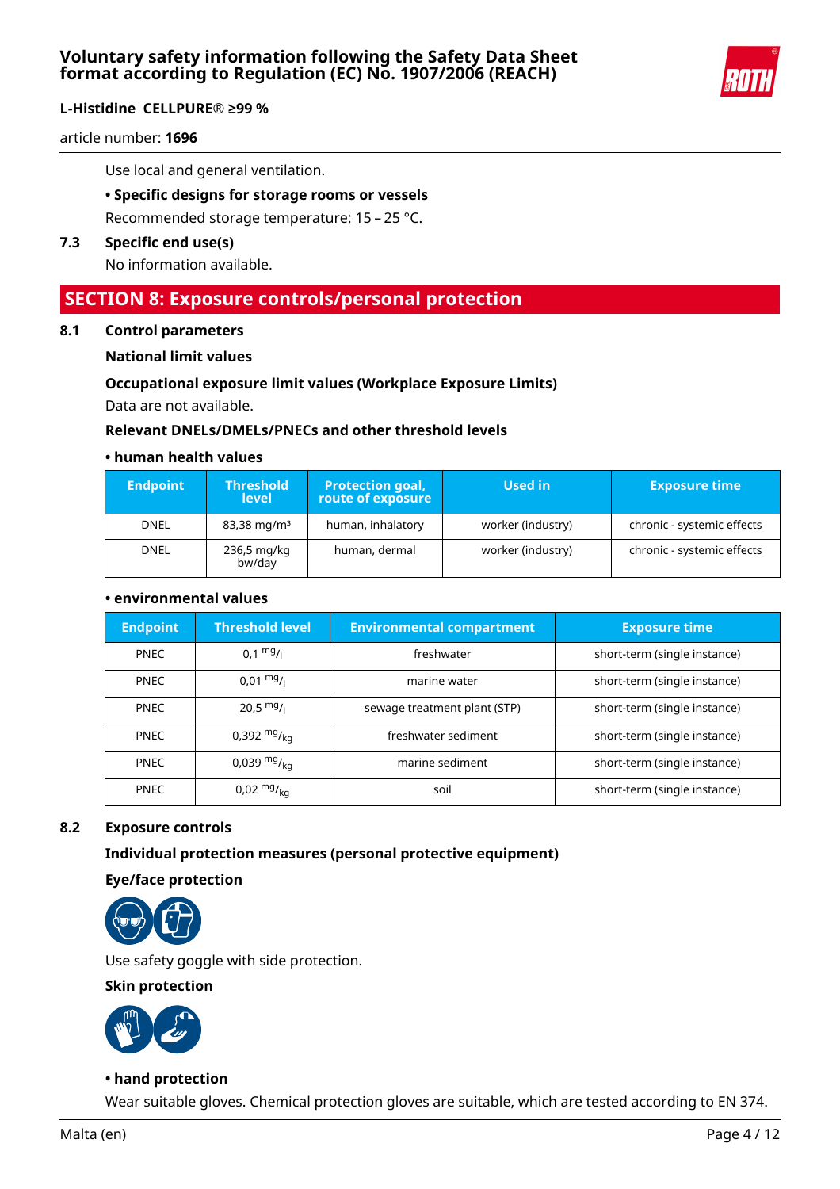Use local and general ventilation.

**• Specific designs for storage rooms or vessels**

Recommended storage temperature: 15 – 25 °C.

**7.3 Specific end use(s)**

No information available.

## SECTION 8: Exposure controls/personal protection

**8.1 Control parameters**

**National limit values**

**Occupational exposure limit values (Workplace Exposure Limits)**

Data are not available.

**Relevant DNELs/DMELs/PNECs and other threshold levels**

**• human health values**

| Endpoint | Threshold level | Protection goal, route of exposure | Used in | Exposure time |
|---|---|---|---|---|
| DNEL | 83,38 mg/m³ | human, inhalatory | worker (industry) | chronic - systemic effects |
| DNEL | 236,5 mg/kg bw/day | human, dermal | worker (industry) | chronic - systemic effects |

**• environmental values**

| Endpoint | Threshold level | Environmental compartment | Exposure time |
|---|---|---|---|
| PNEC | 0,1 $^{mg}/_{l}$ | freshwater | short-term (single instance) |
| PNEC | 0,01 $^{mg}/_{l}$ | marine water | short-term (single instance) |
| PNEC | 20,5 $^{mg}/_{l}$ | sewage treatment plant (STP) | short-term (single instance) |
| PNEC | 0,392 $^{mg}/_{kg}$ | freshwater sediment | short-term (single instance) |
| PNEC | 0,039 $^{mg}/_{kg}$ | marine sediment | short-term (single instance) |
| PNEC | 0,02 $^{mg}/_{kg}$ | soil | short-term (single instance) |

**8.2 Exposure controls**

**Individual protection measures (personal protective equipment)**

**Eye/face protection**

Use safety goggle with side protection.

**Skin protection**

**• hand protection**

Wear suitable gloves. Chemical protection gloves are suitable, which are tested according to EN 374.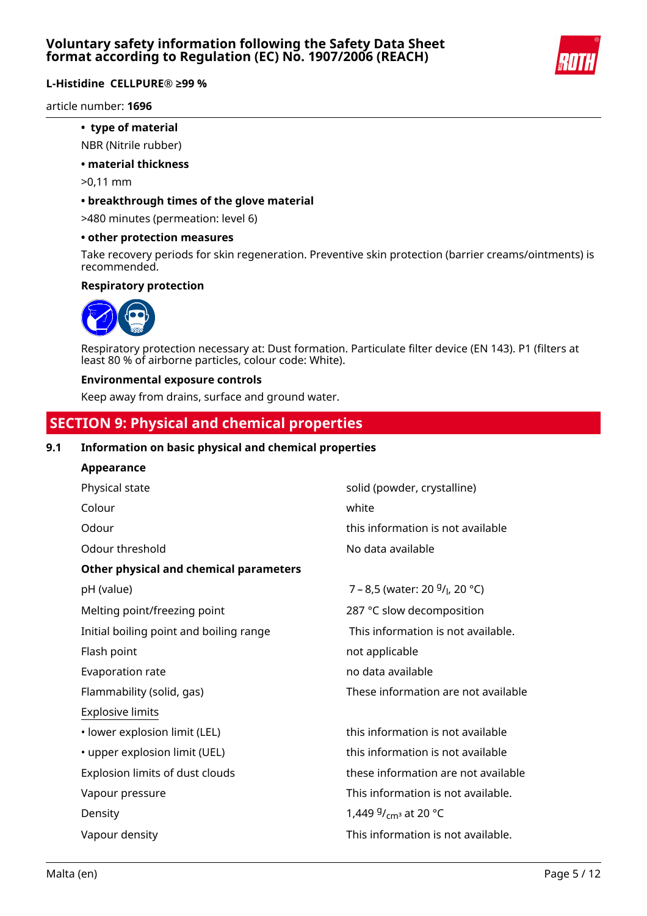- **type of material**

NBR (Nitrile rubber)

- **material thickness**

>0,11 mm

- **breakthrough times of the glove material**

>480 minutes (permeation: level 6)

- **other protection measures**

Take recovery periods for skin regeneration. Preventive skin protection (barrier creams/ointments) is recommended.

**Respiratory protection**

Respiratory protection necessary at: Dust formation. Particulate filter device (EN 143). P1 (filters at least 80 % of airborne particles, colour code: White).

**Environmental exposure controls**

Keep away from drains, surface and ground water.

## SECTION 9: Physical and chemical properties

### 9.1 Information on basic physical and chemical properties

**Appearance**

| | |
|---|---|
| Physical state | solid (powder, crystalline) |
| Colour | white |
| Odour | this information is not available |
| Odour threshold | No data available |

**Other physical and chemical parameters**

| | |
|---|---|
| pH (value) | 7 – 8,5 (water: 20 $^{g}/_{l}$, 20 °C) |
| Melting point/freezing point | 287 °C slow decomposition |
| Initial boiling point and boiling range | This information is not available. |
| Flash point | not applicable |
| Evaporation rate | no data available |
| Flammability (solid, gas) | These information are not available |
| Explosive limits | |
| • lower explosion limit (LEL) | this information is not available |
| • upper explosion limit (UEL) | this information is not available |
| Explosion limits of dust clouds | these information are not available |
| Vapour pressure | This information is not available. |
| Density | 1,449 $^{g}/_{cm^3}$ at 20 °C |
| Vapour density | This information is not available. |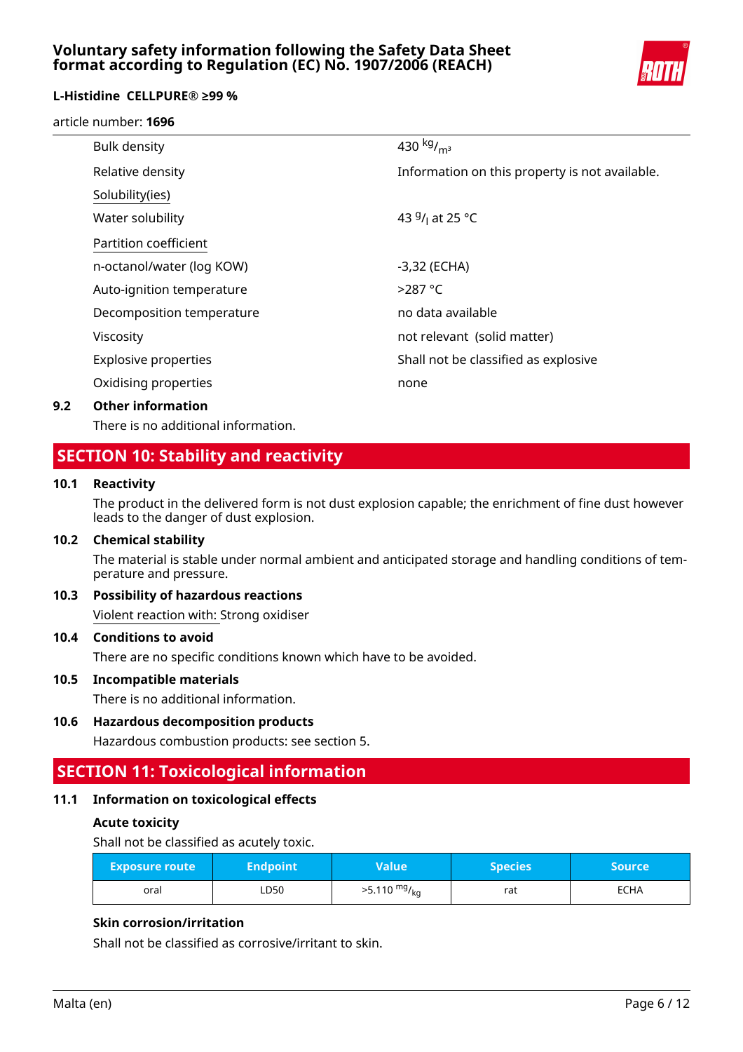| Property | Value |
|---|---|
| Bulk density | 430 $^{kg}/_{m^3}$ |
| Relative density | Information on this property is not available. |
| Solubility(ies) | |
| Water solubility | 43 $^{g}/_{l}$ at 25 °C |
| Partition coefficient | |
| n-octanol/water (log KOW) | -3,32 (ECHA) |
| Auto-ignition temperature | >287 °C |
| Decomposition temperature | no data available |
| Viscosity | not relevant (solid matter) |
| Explosive properties | Shall not be classified as explosive |
| Oxidising properties | none |

### 9.2 Other information

There is no additional information.

## SECTION 10: Stability and reactivity

### 10.1 Reactivity

The product in the delivered form is not dust explosion capable; the enrichment of fine dust however leads to the danger of dust explosion.

### 10.2 Chemical stability

The material is stable under normal ambient and anticipated storage and handling conditions of temperature and pressure.

### 10.3 Possibility of hazardous reactions

Violent reaction with: Strong oxidiser

### 10.4 Conditions to avoid

There are no specific conditions known which have to be avoided.

### 10.5 Incompatible materials

There is no additional information.

### 10.6 Hazardous decomposition products

Hazardous combustion products: see section 5.

## SECTION 11: Toxicological information

### 11.1 Information on toxicological effects

**Acute toxicity**

Shall not be classified as acutely toxic.

| Exposure route | Endpoint | Value | Species | Source |
|---|---|---|---|---|
| oral | LD50 | >5.110 $^{mg}/_{kg}$ | rat | ECHA |

**Skin corrosion/irritation**

Shall not be classified as corrosive/irritant to skin.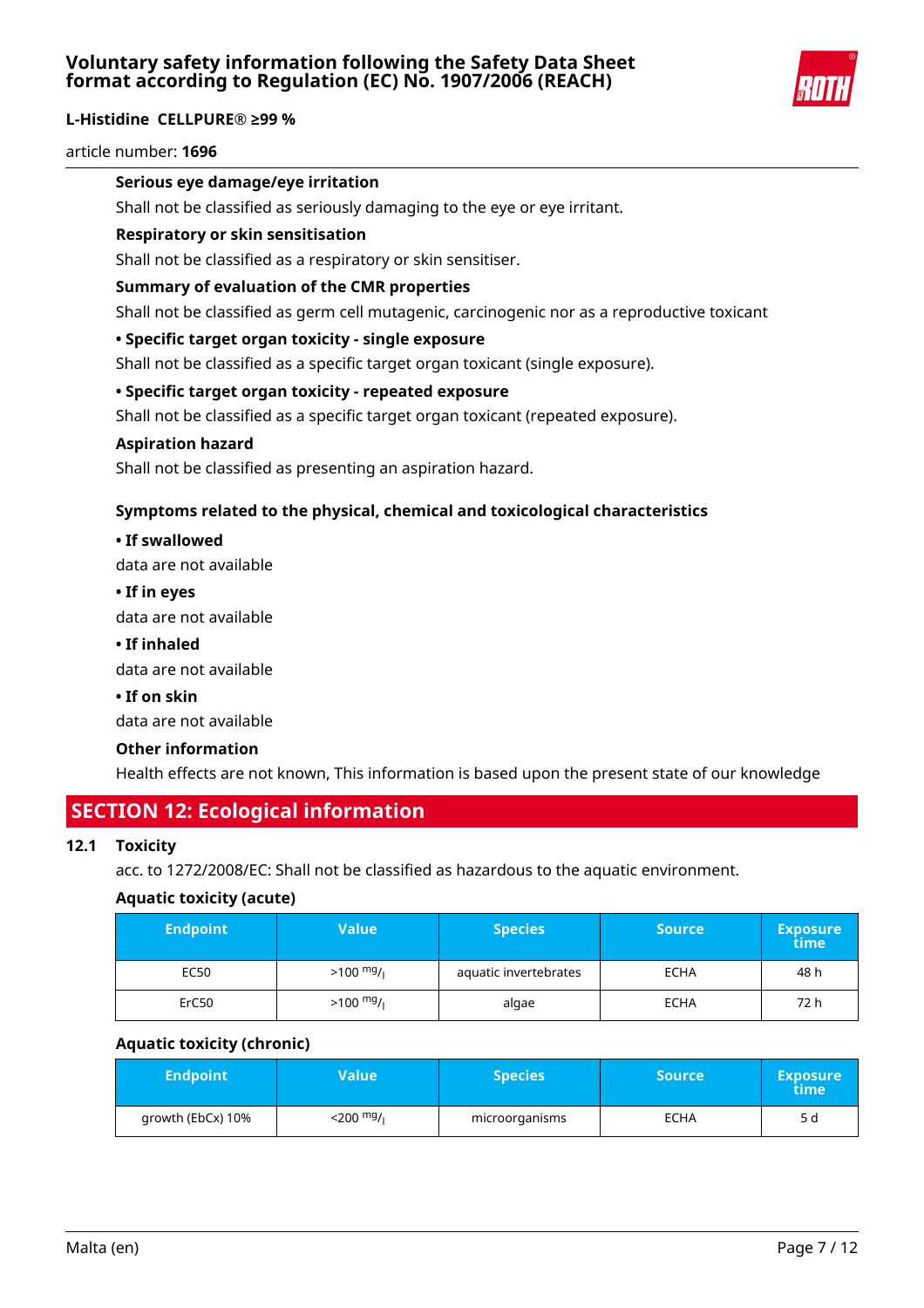### Serious eye damage/eye irritation

Shall not be classified as seriously damaging to the eye or eye irritant.

### Respiratory or skin sensitisation

Shall not be classified as a respiratory or skin sensitiser.

### Summary of evaluation of the CMR properties

Shall not be classified as germ cell mutagenic, carcinogenic nor as a reproductive toxicant

### • Specific target organ toxicity - single exposure

Shall not be classified as a specific target organ toxicant (single exposure).

### • Specific target organ toxicity - repeated exposure

Shall not be classified as a specific target organ toxicant (repeated exposure).

### Aspiration hazard

Shall not be classified as presenting an aspiration hazard.

### Symptoms related to the physical, chemical and toxicological characteristics

**• If swallowed**

data are not available

**• If in eyes**

data are not available

**• If inhaled**

data are not available

**• If on skin**

data are not available

### Other information

Health effects are not known, This information is based upon the present state of our knowledge

## SECTION 12: Ecological information

### 12.1 Toxicity

acc. to 1272/2008/EC: Shall not be classified as hazardous to the aquatic environment.

**Aquatic toxicity (acute)**

| Endpoint | Value | Species | Source | Exposure time |
|---|---|---|---|---|
| EC50 | >100 $^{mg}/_{l}$ | aquatic invertebrates | ECHA | 48 h |
| ErC50 | >100 $^{mg}/_{l}$ | algae | ECHA | 72 h |

**Aquatic toxicity (chronic)**

| Endpoint | Value | Species | Source | Exposure time |
|---|---|---|---|---|
| growth (EbCx) 10% | <200 $^{mg}/_{l}$ | microorganisms | ECHA | 5 d |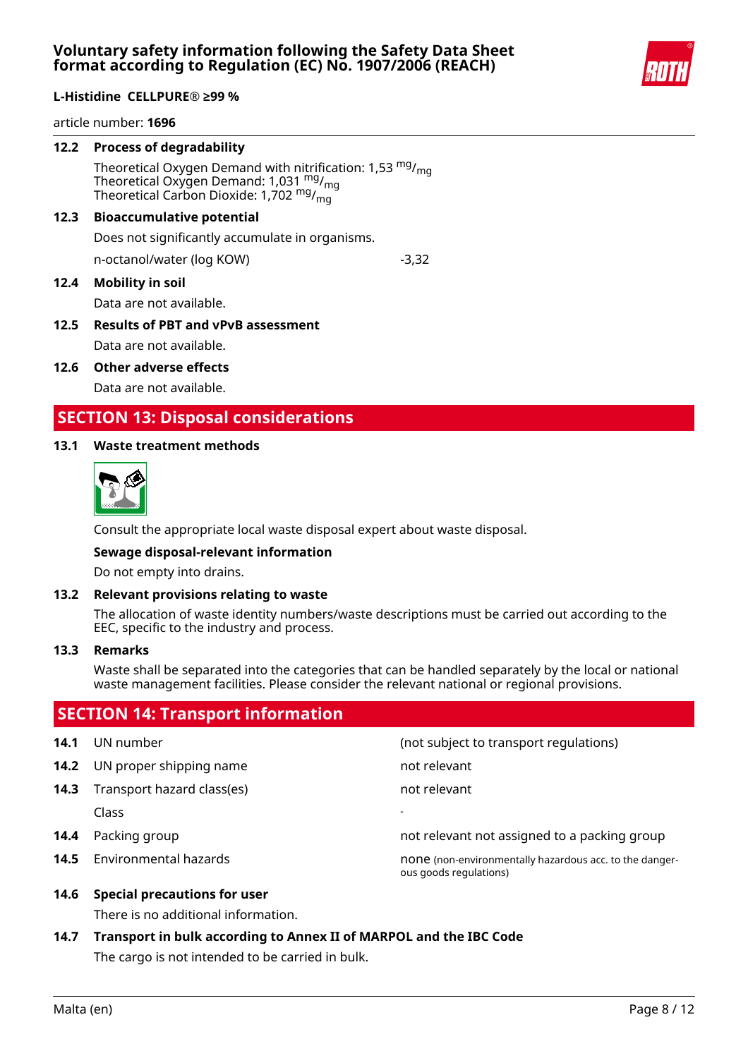### 12.2 Process of degradability

Theoretical Oxygen Demand with nitrification: 1,53 $^{mg}/_{mg}$
Theoretical Oxygen Demand: 1,031 $^{mg}/_{mg}$
Theoretical Carbon Dioxide: 1,702 $^{mg}/_{mg}$

### 12.3 Bioaccumulative potential

Does not significantly accumulate in organisms.

| n-octanol/water (log KOW) | -3,32 |
|---|---|

### 12.4 Mobility in soil

Data are not available.

### 12.5 Results of PBT and vPvB assessment

Data are not available.

### 12.6 Other adverse effects

Data are not available.

## SECTION 13: Disposal considerations

### 13.1 Waste treatment methods

Consult the appropriate local waste disposal expert about waste disposal.

**Sewage disposal-relevant information**

Do not empty into drains.

### 13.2 Relevant provisions relating to waste

The allocation of waste identity numbers/waste descriptions must be carried out according to the EEC, specific to the industry and process.

### 13.3 Remarks

Waste shall be separated into the categories that can be handled separately by the local or national waste management facilities. Please consider the relevant national or regional provisions.

## SECTION 14: Transport information

| | | |
|---|---|---|
| **14.1** | UN number | (not subject to transport regulations) |
| **14.2** | UN proper shipping name | not relevant |
| **14.3** | Transport hazard class(es) | not relevant |
| | Class | - |
| **14.4** | Packing group | not relevant not assigned to a packing group |
| **14.5** | Environmental hazards | none (non-environmentally hazardous acc. to the dangerous goods regulations) |

### 14.6 Special precautions for user

There is no additional information.

### 14.7 Transport in bulk according to Annex II of MARPOL and the IBC Code

The cargo is not intended to be carried in bulk.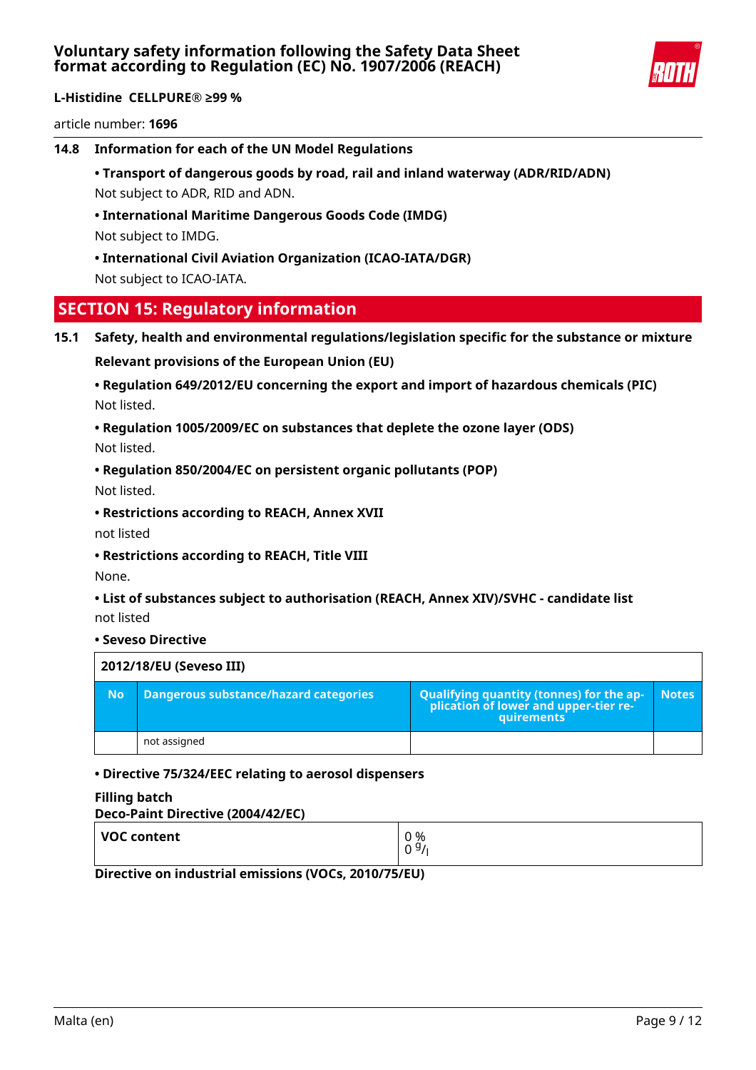**14.8 Information for each of the UN Model Regulations**

**• Transport of dangerous goods by road, rail and inland waterway (ADR/RID/ADN)**

Not subject to ADR, RID and ADN.

**• International Maritime Dangerous Goods Code (IMDG)**

Not subject to IMDG.

**• International Civil Aviation Organization (ICAO-IATA/DGR)**

Not subject to ICAO-IATA.

## SECTION 15: Regulatory information

**15.1 Safety, health and environmental regulations/legislation specific for the substance or mixture**

**Relevant provisions of the European Union (EU)**

**• Regulation 649/2012/EU concerning the export and import of hazardous chemicals (PIC)**

Not listed.

**• Regulation 1005/2009/EC on substances that deplete the ozone layer (ODS)**

Not listed.

**• Regulation 850/2004/EC on persistent organic pollutants (POP)**

Not listed.

**• Restrictions according to REACH, Annex XVII**

not listed

**• Restrictions according to REACH, Title VIII**

None.

**• List of substances subject to authorisation (REACH, Annex XIV)/SVHC - candidate list**

not listed

**• Seveso Directive**

| 2012/18/EU (Seveso III) | | | |
|---|---|---|---|
| **No** | **Dangerous substance/hazard categories** | **Qualifying quantity (tonnes) for the application of lower and upper-tier requirements** | **Notes** |
| | not assigned | | |

**• Directive 75/324/EEC relating to aerosol dispensers**

**Filling batch**

**Deco-Paint Directive (2004/42/EC)**

| **VOC content** | 0 %<br>0 g/l |
|---|---|

**Directive on industrial emissions (VOCs, 2010/75/EU)**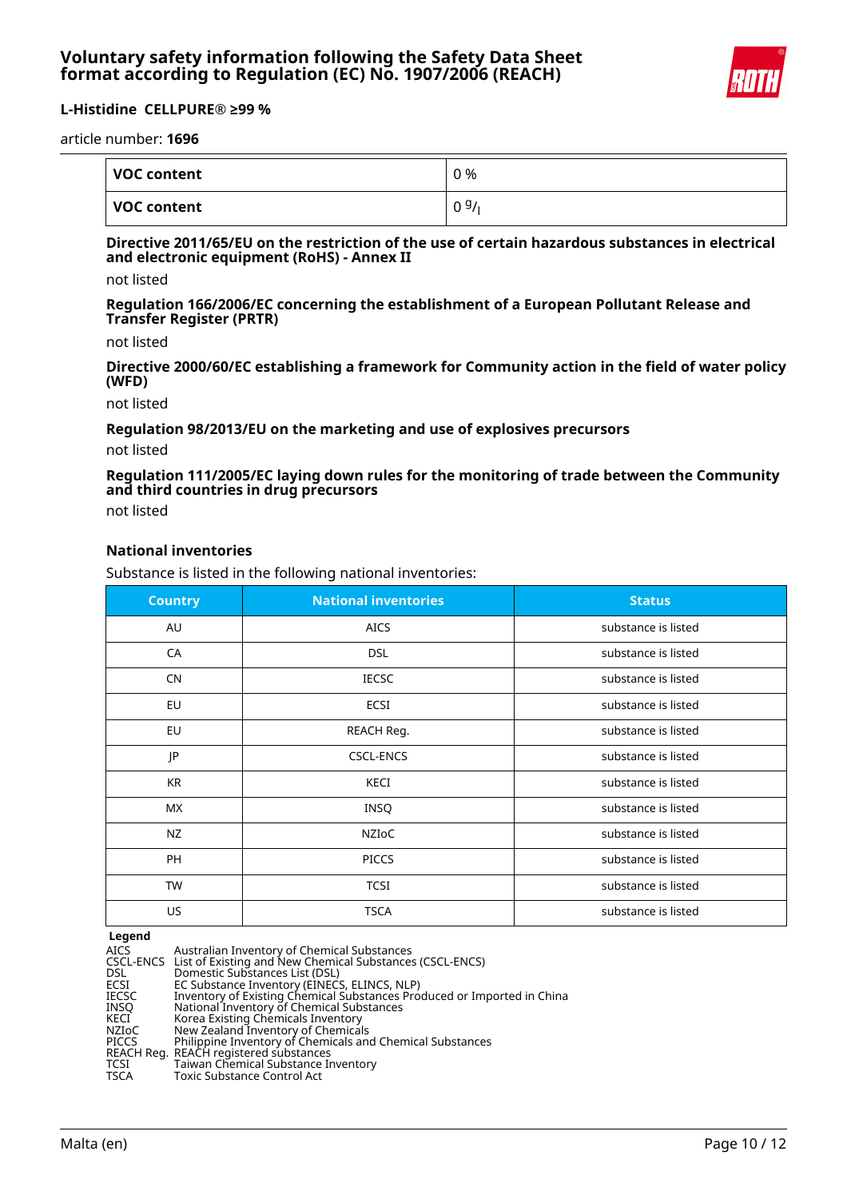| VOC content | 0 % |
|---|---|
| VOC content | 0 $^{g}/_{l}$ |

**Directive 2011/65/EU on the restriction of the use of certain hazardous substances in electrical and electronic equipment (RoHS) - Annex II**

not listed

**Regulation 166/2006/EC concerning the establishment of a European Pollutant Release and Transfer Register (PRTR)**

not listed

**Directive 2000/60/EC establishing a framework for Community action in the field of water policy (WFD)**

not listed

**Regulation 98/2013/EU on the marketing and use of explosives precursors**

not listed

**Regulation 111/2005/EC laying down rules for the monitoring of trade between the Community and third countries in drug precursors**

not listed

**National inventories**

Substance is listed in the following national inventories:

| Country | National inventories | Status |
|---|---|---|
| AU | AICS | substance is listed |
| CA | DSL | substance is listed |
| CN | IECSC | substance is listed |
| EU | ECSI | substance is listed |
| EU | REACH Reg. | substance is listed |
| JP | CSCL-ENCS | substance is listed |
| KR | KECI | substance is listed |
| MX | INSQ | substance is listed |
| NZ | NZIoC | substance is listed |
| PH | PICCS | substance is listed |
| TW | TCSI | substance is listed |
| US | TSCA | substance is listed |

**Legend**

| | |
|---|---|
| AICS | Australian Inventory of Chemical Substances |
| CSCL-ENCS | List of Existing and New Chemical Substances (CSCL-ENCS) |
| DSL | Domestic Substances List (DSL) |
| ECSI | EC Substance Inventory (EINECS, ELINCS, NLP) |
| IECSC | Inventory of Existing Chemical Substances Produced or Imported in China |
| INSQ | National Inventory of Chemical Substances |
| KECI | Korea Existing Chemicals Inventory |
| NZIoC | New Zealand Inventory of Chemicals |
| PICCS | Philippine Inventory of Chemicals and Chemical Substances |
| REACH Reg. | REACH registered substances |
| TCSI | Taiwan Chemical Substance Inventory |
| TSCA | Toxic Substance Control Act |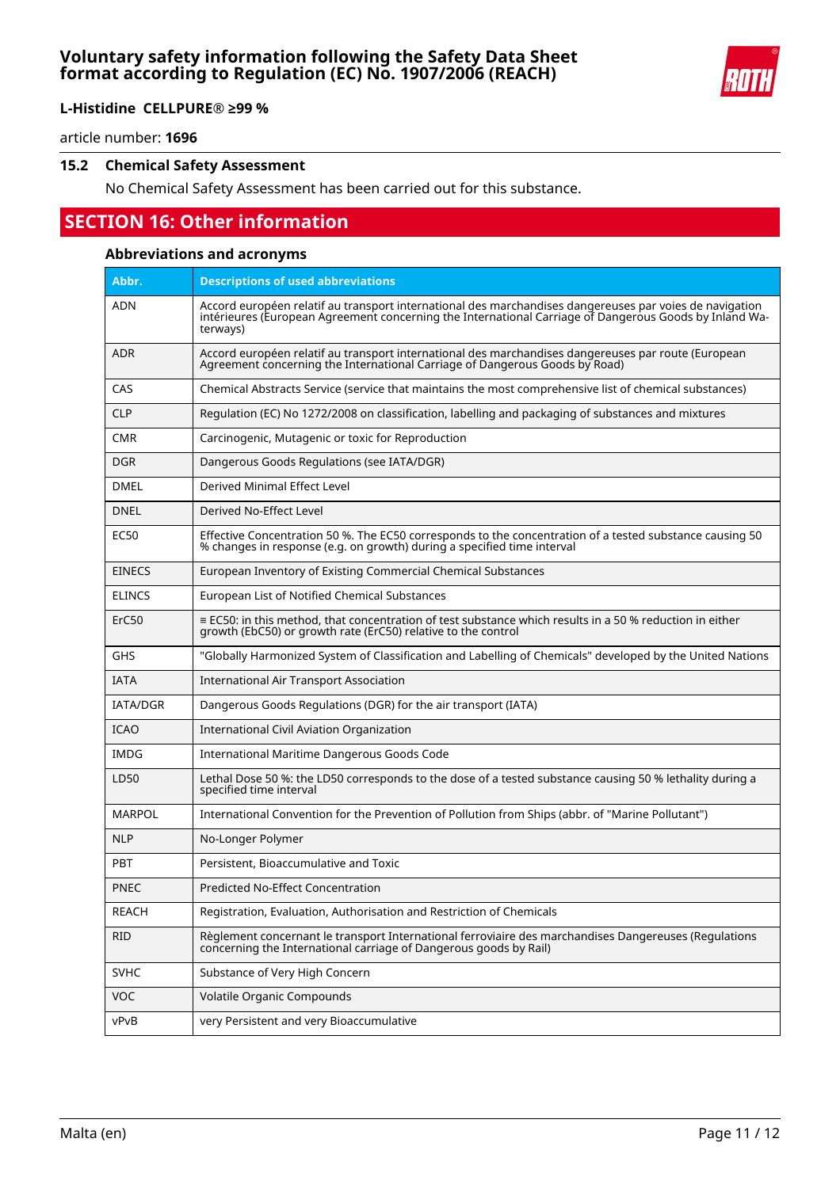### 15.2 Chemical Safety Assessment

No Chemical Safety Assessment has been carried out for this substance.

## SECTION 16: Other information

### Abbreviations and acronyms

| Abbr. | Descriptions of used abbreviations |
|---|---|
| ADN | Accord européen relatif au transport international des marchandises dangereuses par voies de navigation intérieures (European Agreement concerning the International Carriage of Dangerous Goods by Inland Waterways) |
| ADR | Accord européen relatif au transport international des marchandises dangereuses par route (European Agreement concerning the International Carriage of Dangerous Goods by Road) |
| CAS | Chemical Abstracts Service (service that maintains the most comprehensive list of chemical substances) |
| CLP | Regulation (EC) No 1272/2008 on classification, labelling and packaging of substances and mixtures |
| CMR | Carcinogenic, Mutagenic or toxic for Reproduction |
| DGR | Dangerous Goods Regulations (see IATA/DGR) |
| DMEL | Derived Minimal Effect Level |
| DNEL | Derived No-Effect Level |
| EC50 | Effective Concentration 50 %. The EC50 corresponds to the concentration of a tested substance causing 50 % changes in response (e.g. on growth) during a specified time interval |
| EINECS | European Inventory of Existing Commercial Chemical Substances |
| ELINCS | European List of Notified Chemical Substances |
| ErC50 | ≡ EC50: in this method, that concentration of test substance which results in a 50 % reduction in either growth (EbC50) or growth rate (ErC50) relative to the control |
| GHS | "Globally Harmonized System of Classification and Labelling of Chemicals" developed by the United Nations |
| IATA | International Air Transport Association |
| IATA/DGR | Dangerous Goods Regulations (DGR) for the air transport (IATA) |
| ICAO | International Civil Aviation Organization |
| IMDG | International Maritime Dangerous Goods Code |
| LD50 | Lethal Dose 50 %: the LD50 corresponds to the dose of a tested substance causing 50 % lethality during a specified time interval |
| MARPOL | International Convention for the Prevention of Pollution from Ships (abbr. of "Marine Pollutant") |
| NLP | No-Longer Polymer |
| PBT | Persistent, Bioaccumulative and Toxic |
| PNEC | Predicted No-Effect Concentration |
| REACH | Registration, Evaluation, Authorisation and Restriction of Chemicals |
| RID | Règlement concernant le transport International ferroviaire des marchandises Dangereuses (Regulations concerning the International carriage of Dangerous goods by Rail) |
| SVHC | Substance of Very High Concern |
| VOC | Volatile Organic Compounds |
| vPvB | very Persistent and very Bioaccumulative |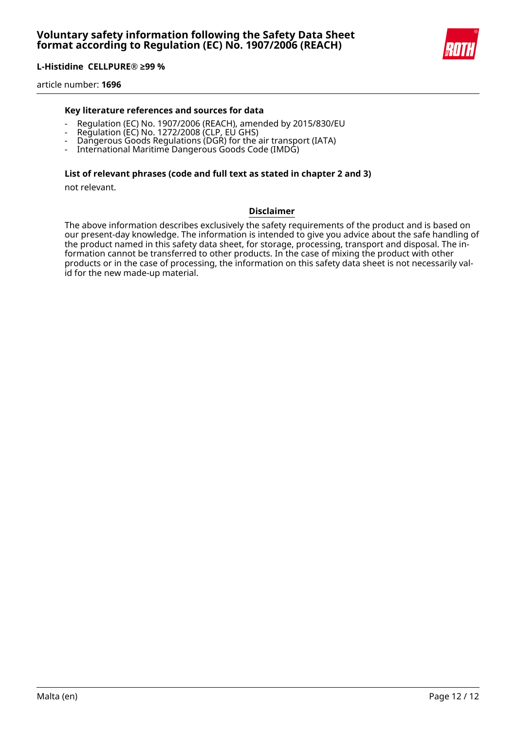#### Key literature references and sources for data

- Regulation (EC) No. 1907/2006 (REACH), amended by 2015/830/EU
- Regulation (EC) No. 1272/2008 (CLP, EU GHS)
- Dangerous Goods Regulations (DGR) for the air transport (IATA)
- International Maritime Dangerous Goods Code (IMDG)

#### List of relevant phrases (code and full text as stated in chapter 2 and 3)

not relevant.

## Disclaimer

The above information describes exclusively the safety requirements of the product and is based on our present-day knowledge. The information is intended to give you advice about the safe handling of the product named in this safety data sheet, for storage, processing, transport and disposal. The information cannot be transferred to other products. In the case of mixing the product with other products or in the case of processing, the information on this safety data sheet is not necessarily valid for the new made-up material.